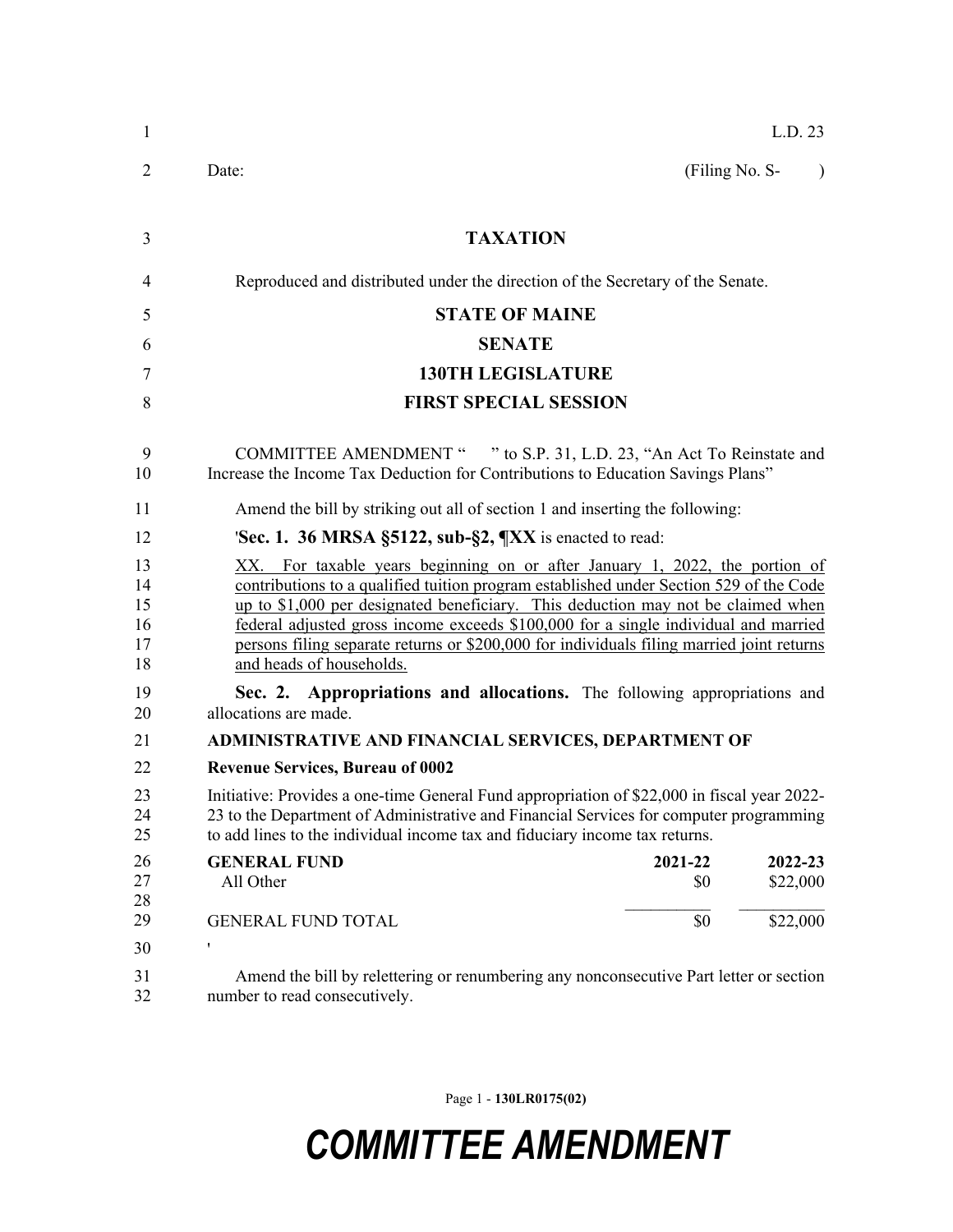L.D. 23

Date: (Filing No. S- )

# TAXATION

Reproduced and distributed under the direction of the Secretary of the Senate.

## STATE OF MAINE

## SENATE

## 130TH LEGISLATURE

## FIRST SPECIAL SESSION

COMMITTEE AMENDMENT " " to S.P. 31, L.D. 23, "An Act To Reinstate and Increase the Income Tax Deduction for Contributions to Education Savings Plans"

Amend the bill by striking out all of section 1 and inserting the following:

'**Sec. 1. 36 MRSA §5122, sub-§2, ¶XX** is enacted to read:

XX. For taxable years beginning on or after January 1, 2022, the portion of contributions to a qualified tuition program established under Section 529 of the Code up to $1,000 per designated beneficiary. This deduction may not be claimed when federal adjusted gross income exceeds $100,000 for a single individual and married persons filing separate returns or $200,000 for individuals filing married joint returns and heads of households.

**Sec. 2. Appropriations and allocations.** The following appropriations and allocations are made.

**ADMINISTRATIVE AND FINANCIAL SERVICES, DEPARTMENT OF**

**Revenue Services, Bureau of 0002**

Initiative: Provides a one-time General Fund appropriation of $22,000 in fiscal year 2022-23 to the Department of Administrative and Financial Services for computer programming to add lines to the individual income tax and fiduciary income tax returns.

| GENERAL FUND | 2021-22 | 2022-23 |
|---|---|---|
| All Other | $0 | $22,000 |
| GENERAL FUND TOTAL | $0 | $22,000 |

'

Amend the bill by relettering or renumbering any nonconsecutive Part letter or section number to read consecutively.

# COMMITTEE AMENDMENT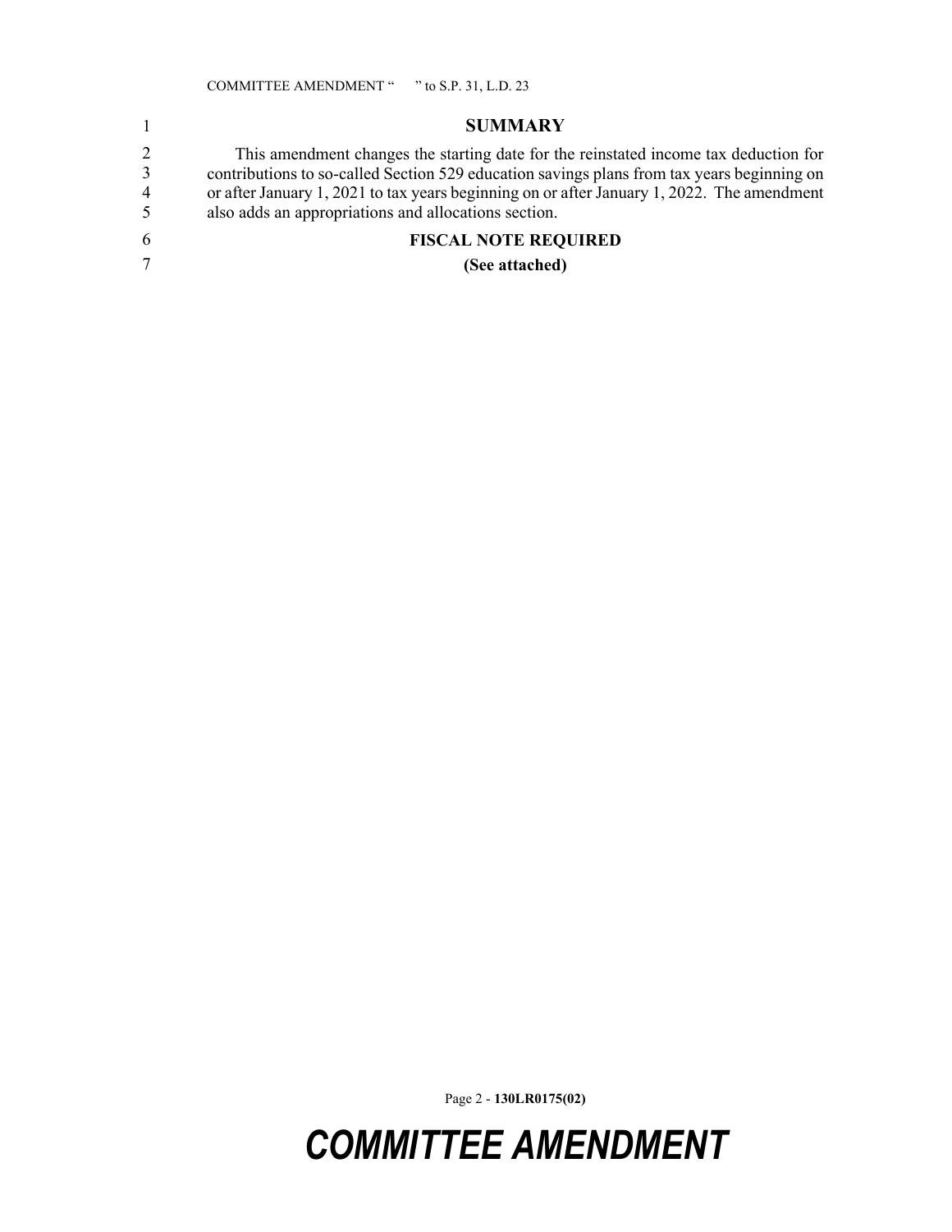## SUMMARY

This amendment changes the starting date for the reinstated income tax deduction for contributions to so-called Section 529 education savings plans from tax years beginning on or after January 1, 2021 to tax years beginning on or after January 1, 2022. The amendment also adds an appropriations and allocations section.

**FISCAL NOTE REQUIRED**

**(See attached)**